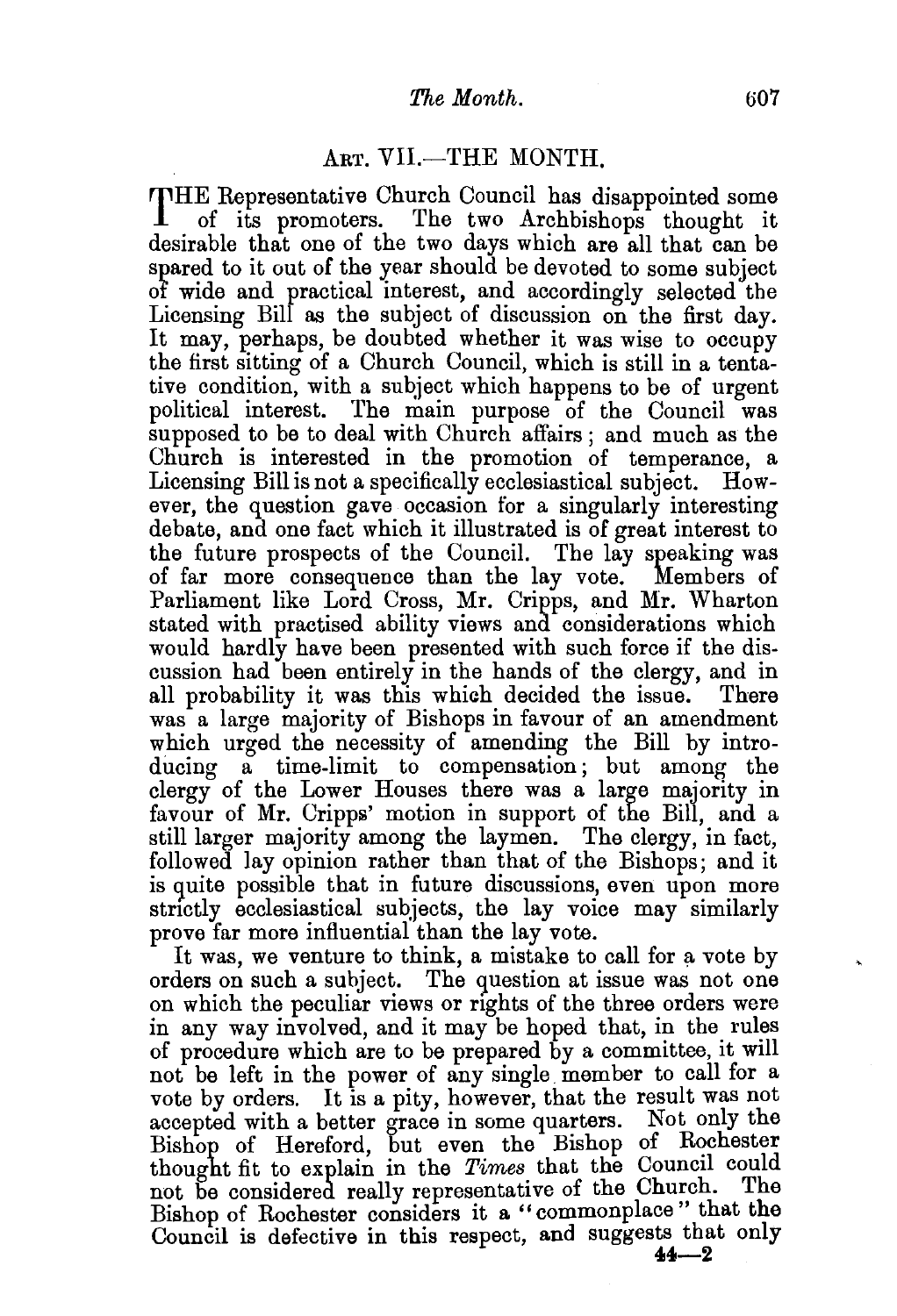## ART. VII.—THE MONTH.

THE Representative Church Council has disappointed some of its promoters. The two Archbishops thought it desirable that one of the two days which are all that can be spared to it out of the year should be devoted to some subject of wide and practical interest, and accordingly selected the Licensing Bill as the subject of discussion on the first day. It may, perhaps, be doubted whether it was wise to occupy the first sitting of a Church Council, which is still in a tentative condition, with a subject which happens to be of urgent political interest. The main purpose of the Council was supposed to be to deal with Church affairs; and much as the Church is interested in the promotion of temperance, a Licensing Bill is not a specifically ecclesiastical subject. However, the question gave occasion for a singularly interesting debate, and one fact which it illustrated is of great interest to the future prospects of the Council. The lay speaking was of far more consequence than the lay vote. Members of Parliament like Lord Cross, Mr. Cripps, and Mr. Wharton stated with practised ability views and considerations which would hardly have been presented with such force if the discussion had been entirely in the hands of the clergy, and in all probability it was this which decided the issue. There was a large majority of Bishops in favour of an amendment which urged the necessity of amending the Bill by introducing a time-limit to compensation; but among the clergy of the Lower Houses there was a large majority in favour of Mr. Cripps' motion in support of the Bill, and a still larger majority among the laymen. The clergy, in fact, followed lay opinion rather than that of the Bishops; and it is quite possible that in future discussions, even upon more strictly ecclesiastical subjects, the lay voice may similarly prove far more influential than the lay vote.

It was, we venture to think, a mistake to call for a vote by orders on such a subject. The question at issue was not one on which the peculiar views or rights of the three orders were in any way involved, and it may be hoped that, in the rules of procedure which are to be prepared by a committee, it will not be left in the power of any single member to call for a vote by orders. It is a pity, however, that the result was not accepted with a better grace in some quarters. Not only the Bishop of Hereford, but even the Bishop of Rochester thought fit to explain in the *Times* that the Council could not be considered really representative of the Church. The Bishop of Rochester considers it a "commonplace" that the Council is defective in this respect, and suggests that only

44—2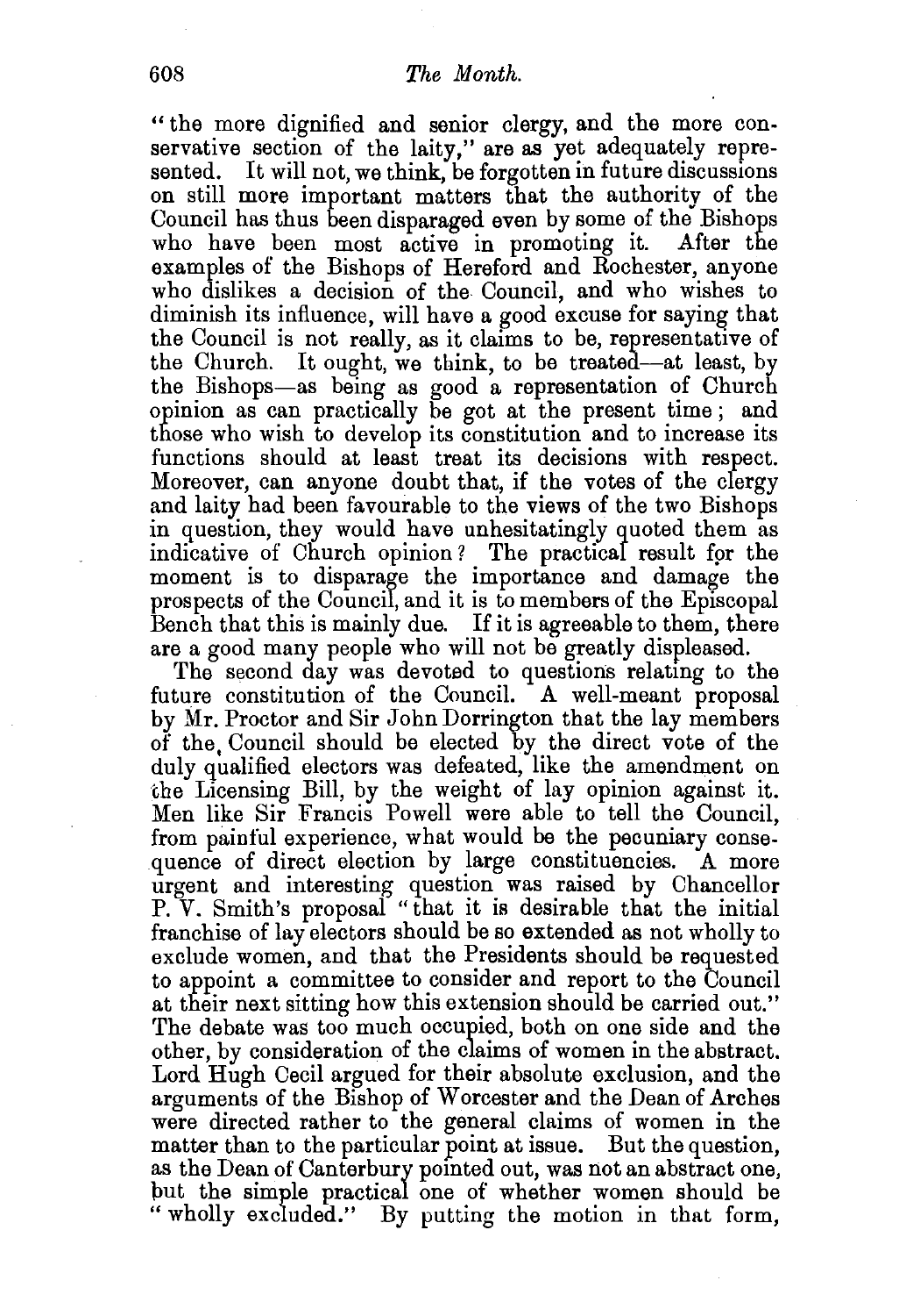"the more dignified and senior clergy, and the more conservative section of the laity," are as yet adequately represented. It will not, we think, be forgotten in future discussions on still more important matters that the authority of the Council has thus been disparaged even by some of the Bishops who have been most active in promoting it. After the examples of the Bishops of Hereford and Rochester, anyone who dislikes a decision of the Council, and who wishes to diminish its influence, will have a good excuse for saying that the Council is not really, as it claims to be, representative of the Church. It ought, we think, to be treated—at least, by the Bishops—as being as good a representation of Church opinion as can practically be got at the present time; and those who wish to develop its constitution and to increase its functions should at least treat its decisions with respect. Moreover, can anyone doubt that, if the votes of the clergy and laity had been favourable to the views of the two Bishops in question, they would have unhesitatingly quoted them as indicative of Church opinion? The practical result for the moment is to disparage the importance and damage the prospects of the Council, and it is to members of the Episcopal Bench that this is mainly due. If it is agreeable to them, there are a good many people who will not be greatly displeased.

The second day was devoted to questions relating to the future constitution of the Council. A well-meant proposal by Mr. Proctor and Sir John Dorrington that the lay members of the Council should be elected by the direct vote of the duly qualified electors was defeated, like the amendment on the Licensing Bill, by the weight of lay opinion against it. Men like Sir Francis Powell were able to tell the Council, from painful experience, what would be the pecuniary consequence of direct election by large constituencies. A more urgent and interesting question was raised by Chancellor P. V. Smith's proposal "that it is desirable that the initial franchise of lay electors should be so extended as not wholly to exclude women, and that the Presidents should be requested to appoint a committee to consider and report to the Council at their next sitting how this extension should be carried out." The debate was too much occupied, both on one side and the other, by consideration of the claims of women in the abstract. Lord Hugh Cecil argued for their absolute exclusion, and the arguments of the Bishop of Worcester and the Dean of Arches were directed rather to the general claims of women in the matter than to the particular point at issue. But the question, as the Dean of Canterbury pointed out, was not an abstract one, but the simple practical one of whether women should be "wholly excluded." By putting the motion in that form,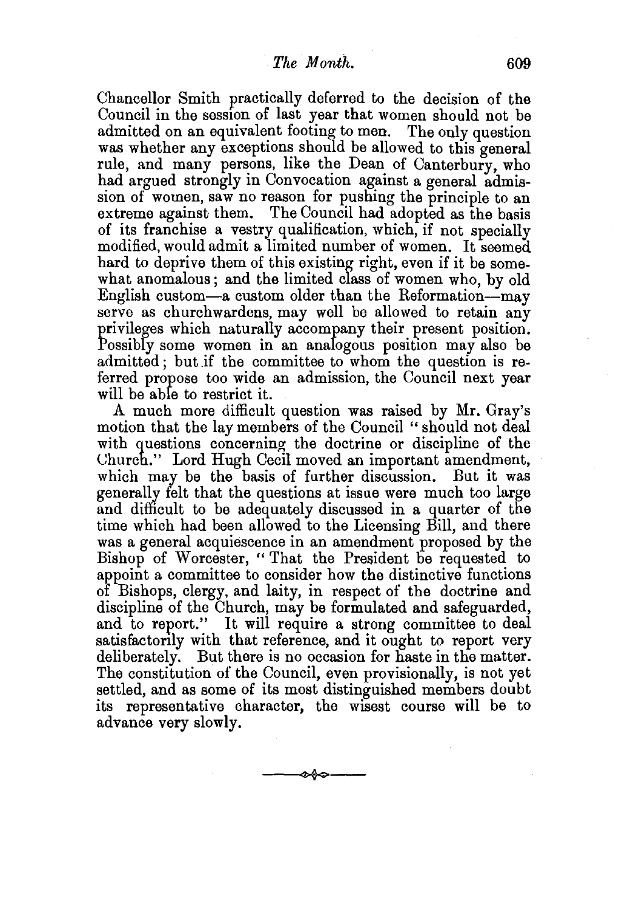Chancellor Smith practically deferred to the decision of the Council in the session of last year that women should not be admitted on an equivalent footing to men. The only question was whether any exceptions should be allowed to this general rule, and many persons, like the Dean of Canterbury, who had argued strongly in Convocation against a general admission of women, saw no reason for pushing the principle to an extreme against them. The Council had adopted as the basis of its franchise a vestry qualification, which, if not specially modified, would admit a limited number of women. It seemed hard to deprive them of this existing right, even if it be somewhat anomalous; and the limited class of women who, by old English custom—a custom older than the Reformation—may serve as churchwardens, may well be allowed to retain any privileges which naturally accompany their present position. Possibly some women in an analogous position may also be admitted; but if the committee to whom the question is referred propose too wide an admission, the Council next year will be able to restrict it.

A much more difficult question was raised by Mr. Gray's motion that the lay members of the Council "should not deal with questions concerning the doctrine or discipline of the Church." Lord Hugh Cecil moved an important amendment, which may be the basis of further discussion. But it was generally felt that the questions at issue were much too large and difficult to be adequately discussed in a quarter of the time which had been allowed to the Licensing Bill, and there was a general acquiescence in an amendment proposed by the Bishop of Worcester, "That the President be requested to appoint a committee to consider how the distinctive functions of Bishops, clergy, and laity, in respect of the doctrine and discipline of the Church, may be formulated and safeguarded, and to report." It will require a strong committee to deal satisfactorily with that reference, and it ought to report very deliberately. But there is no occasion for haste in the matter. The constitution of the Council, even provisionally, is not yet settled, and as some of its most distinguished members doubt its representative character, the wisest course will be to advance very slowly.